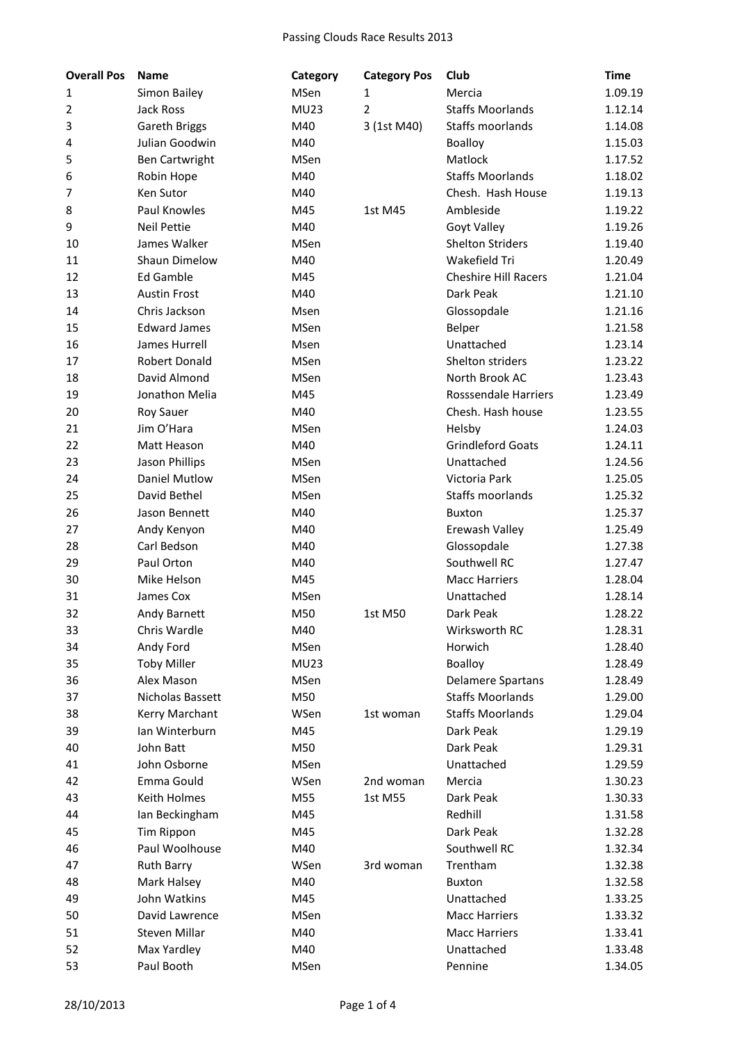# Passing Clouds Race Results 2013

| Overall Pos | Name | Category | Category Pos | Club | Time |
|---|---|---|---|---|---|
| 1 | Simon Bailey | MSen | 1 | Mercia | 1.09.19 |
| 2 | Jack Ross | MU23 | 2 | Staffs Moorlands | 1.12.14 |
| 3 | Gareth Briggs | M40 | 3 (1st M40) | Staffs moorlands | 1.14.08 |
| 4 | Julian Goodwin | M40 | | Boalloy | 1.15.03 |
| 5 | Ben Cartwright | MSen | | Matlock | 1.17.52 |
| 6 | Robin Hope | M40 | | Staffs Moorlands | 1.18.02 |
| 7 | Ken Sutor | M40 | | Chesh. Hash House | 1.19.13 |
| 8 | Paul Knowles | M45 | 1st M45 | Ambleside | 1.19.22 |
| 9 | Neil Pettie | M40 | | Goyt Valley | 1.19.26 |
| 10 | James Walker | MSen | | Shelton Striders | 1.19.40 |
| 11 | Shaun Dimelow | M40 | | Wakefield Tri | 1.20.49 |
| 12 | Ed Gamble | M45 | | Cheshire Hill Racers | 1.21.04 |
| 13 | Austin Frost | M40 | | Dark Peak | 1.21.10 |
| 14 | Chris Jackson | Msen | | Glossopdale | 1.21.16 |
| 15 | Edward James | MSen | | Belper | 1.21.58 |
| 16 | James Hurrell | Msen | | Unattached | 1.23.14 |
| 17 | Robert Donald | MSen | | Shelton striders | 1.23.22 |
| 18 | David Almond | MSen | | North Brook AC | 1.23.43 |
| 19 | Jonathon Melia | M45 | | Rosssendale Harriers | 1.23.49 |
| 20 | Roy Sauer | M40 | | Chesh. Hash house | 1.23.55 |
| 21 | Jim O'Hara | MSen | | Helsby | 1.24.03 |
| 22 | Matt Heason | M40 | | Grindleford Goats | 1.24.11 |
| 23 | Jason Phillips | MSen | | Unattached | 1.24.56 |
| 24 | Daniel Mutlow | MSen | | Victoria Park | 1.25.05 |
| 25 | David Bethel | MSen | | Staffs moorlands | 1.25.32 |
| 26 | Jason Bennett | M40 | | Buxton | 1.25.37 |
| 27 | Andy Kenyon | M40 | | Erewash Valley | 1.25.49 |
| 28 | Carl Bedson | M40 | | Glossopdale | 1.27.38 |
| 29 | Paul Orton | M40 | | Southwell RC | 1.27.47 |
| 30 | Mike Helson | M45 | | Macc Harriers | 1.28.04 |
| 31 | James Cox | MSen | | Unattached | 1.28.14 |
| 32 | Andy Barnett | M50 | 1st M50 | Dark Peak | 1.28.22 |
| 33 | Chris Wardle | M40 | | Wirksworth RC | 1.28.31 |
| 34 | Andy Ford | MSen | | Horwich | 1.28.40 |
| 35 | Toby Miller | MU23 | | Boalloy | 1.28.49 |
| 36 | Alex Mason | MSen | | Delamere Spartans | 1.28.49 |
| 37 | Nicholas Bassett | M50 | | Staffs Moorlands | 1.29.00 |
| 38 | Kerry Marchant | WSen | 1st woman | Staffs Moorlands | 1.29.04 |
| 39 | Ian Winterburn | M45 | | Dark Peak | 1.29.19 |
| 40 | John Batt | M50 | | Dark Peak | 1.29.31 |
| 41 | John Osborne | MSen | | Unattached | 1.29.59 |
| 42 | Emma Gould | WSen | 2nd woman | Mercia | 1.30.23 |
| 43 | Keith Holmes | M55 | 1st M55 | Dark Peak | 1.30.33 |
| 44 | Ian Beckingham | M45 | | Redhill | 1.31.58 |
| 45 | Tim Rippon | M45 | | Dark Peak | 1.32.28 |
| 46 | Paul Woolhouse | M40 | | Southwell RC | 1.32.34 |
| 47 | Ruth Barry | WSen | 3rd woman | Trentham | 1.32.38 |
| 48 | Mark Halsey | M40 | | Buxton | 1.32.58 |
| 49 | John Watkins | M45 | | Unattached | 1.33.25 |
| 50 | David Lawrence | MSen | | Macc Harriers | 1.33.32 |
| 51 | Steven Millar | M40 | | Macc Harriers | 1.33.41 |
| 52 | Max Yardley | M40 | | Unattached | 1.33.48 |
| 53 | Paul Booth | MSen | | Pennine | 1.34.05 |

28/10/2013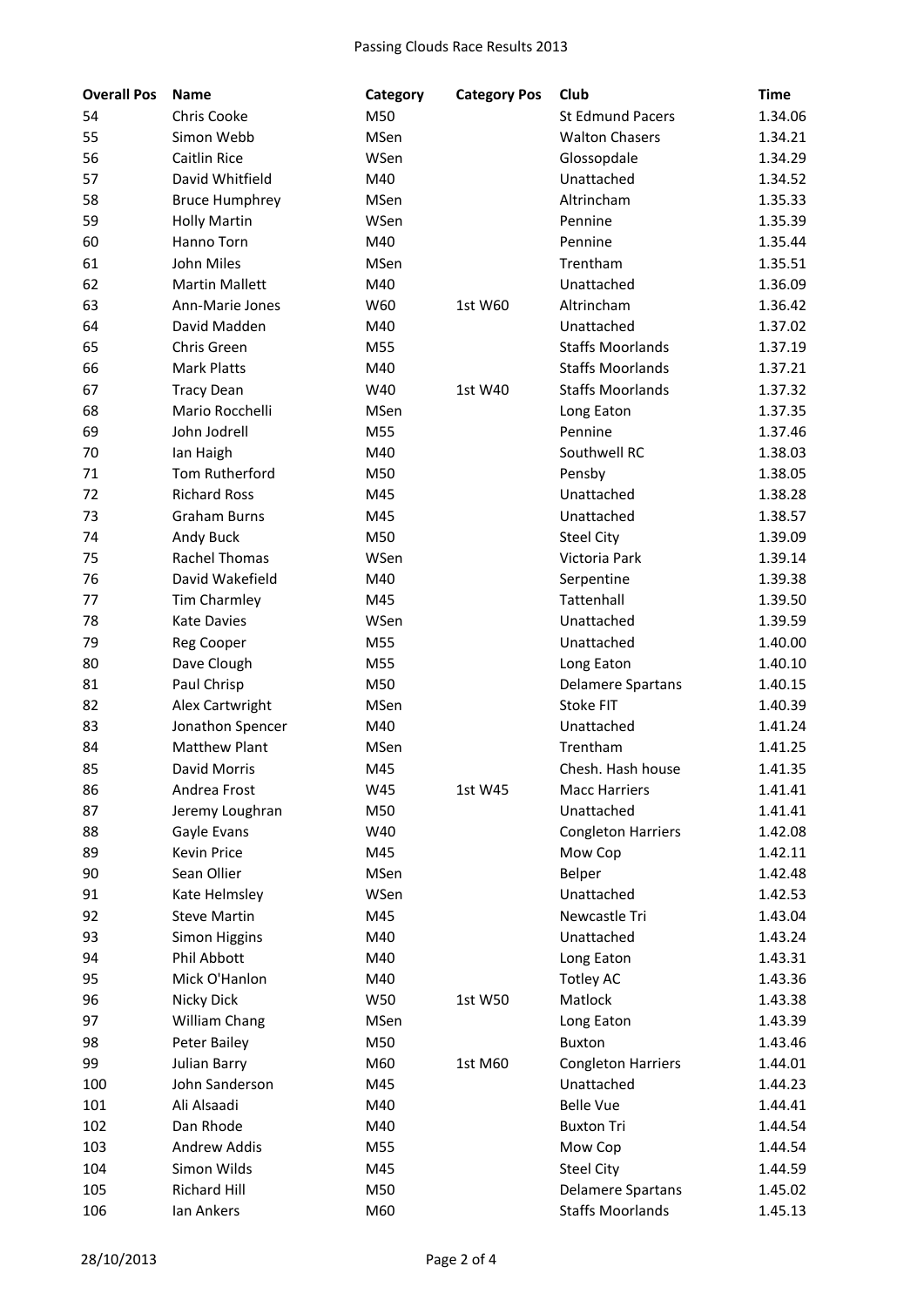| Overall Pos | Name | Category | Category Pos | Club | Time |
|---|---|---|---|---|---|
| 54 | Chris Cooke | M50 | | St Edmund Pacers | 1.34.06 |
| 55 | Simon Webb | MSen | | Walton Chasers | 1.34.21 |
| 56 | Caitlin Rice | WSen | | Glossopdale | 1.34.29 |
| 57 | David Whitfield | M40 | | Unattached | 1.34.52 |
| 58 | Bruce Humphrey | MSen | | Altrincham | 1.35.33 |
| 59 | Holly Martin | WSen | | Pennine | 1.35.39 |
| 60 | Hanno Torn | M40 | | Pennine | 1.35.44 |
| 61 | John Miles | MSen | | Trentham | 1.35.51 |
| 62 | Martin Mallett | M40 | | Unattached | 1.36.09 |
| 63 | Ann-Marie Jones | W60 | 1st W60 | Altrincham | 1.36.42 |
| 64 | David Madden | M40 | | Unattached | 1.37.02 |
| 65 | Chris Green | M55 | | Staffs Moorlands | 1.37.19 |
| 66 | Mark Platts | M40 | | Staffs Moorlands | 1.37.21 |
| 67 | Tracy Dean | W40 | 1st W40 | Staffs Moorlands | 1.37.32 |
| 68 | Mario Rocchelli | MSen | | Long Eaton | 1.37.35 |
| 69 | John Jodrell | M55 | | Pennine | 1.37.46 |
| 70 | Ian Haigh | M40 | | Southwell RC | 1.38.03 |
| 71 | Tom Rutherford | M50 | | Pensby | 1.38.05 |
| 72 | Richard Ross | M45 | | Unattached | 1.38.28 |
| 73 | Graham Burns | M45 | | Unattached | 1.38.57 |
| 74 | Andy Buck | M50 | | Steel City | 1.39.09 |
| 75 | Rachel Thomas | WSen | | Victoria Park | 1.39.14 |
| 76 | David Wakefield | M40 | | Serpentine | 1.39.38 |
| 77 | Tim Charmley | M45 | | Tattenhall | 1.39.50 |
| 78 | Kate Davies | WSen | | Unattached | 1.39.59 |
| 79 | Reg Cooper | M55 | | Unattached | 1.40.00 |
| 80 | Dave Clough | M55 | | Long Eaton | 1.40.10 |
| 81 | Paul Chrisp | M50 | | Delamere Spartans | 1.40.15 |
| 82 | Alex Cartwright | MSen | | Stoke FIT | 1.40.39 |
| 83 | Jonathon Spencer | M40 | | Unattached | 1.41.24 |
| 84 | Matthew Plant | MSen | | Trentham | 1.41.25 |
| 85 | David Morris | M45 | | Chesh. Hash house | 1.41.35 |
| 86 | Andrea Frost | W45 | 1st W45 | Macc Harriers | 1.41.41 |
| 87 | Jeremy Loughran | M50 | | Unattached | 1.41.41 |
| 88 | Gayle Evans | W40 | | Congleton Harriers | 1.42.08 |
| 89 | Kevin Price | M45 | | Mow Cop | 1.42.11 |
| 90 | Sean Ollier | MSen | | Belper | 1.42.48 |
| 91 | Kate Helmsley | WSen | | Unattached | 1.42.53 |
| 92 | Steve Martin | M45 | | Newcastle Tri | 1.43.04 |
| 93 | Simon Higgins | M40 | | Unattached | 1.43.24 |
| 94 | Phil Abbott | M40 | | Long Eaton | 1.43.31 |
| 95 | Mick O'Hanlon | M40 | | Totley AC | 1.43.36 |
| 96 | Nicky Dick | W50 | 1st W50 | Matlock | 1.43.38 |
| 97 | William Chang | MSen | | Long Eaton | 1.43.39 |
| 98 | Peter Bailey | M50 | | Buxton | 1.43.46 |
| 99 | Julian Barry | M60 | 1st M60 | Congleton Harriers | 1.44.01 |
| 100 | John Sanderson | M45 | | Unattached | 1.44.23 |
| 101 | Ali Alsaadi | M40 | | Belle Vue | 1.44.41 |
| 102 | Dan Rhode | M40 | | Buxton Tri | 1.44.54 |
| 103 | Andrew Addis | M55 | | Mow Cop | 1.44.54 |
| 104 | Simon Wilds | M45 | | Steel City | 1.44.59 |
| 105 | Richard Hill | M50 | | Delamere Spartans | 1.45.02 |
| 106 | Ian Ankers | M60 | | Staffs Moorlands | 1.45.13 |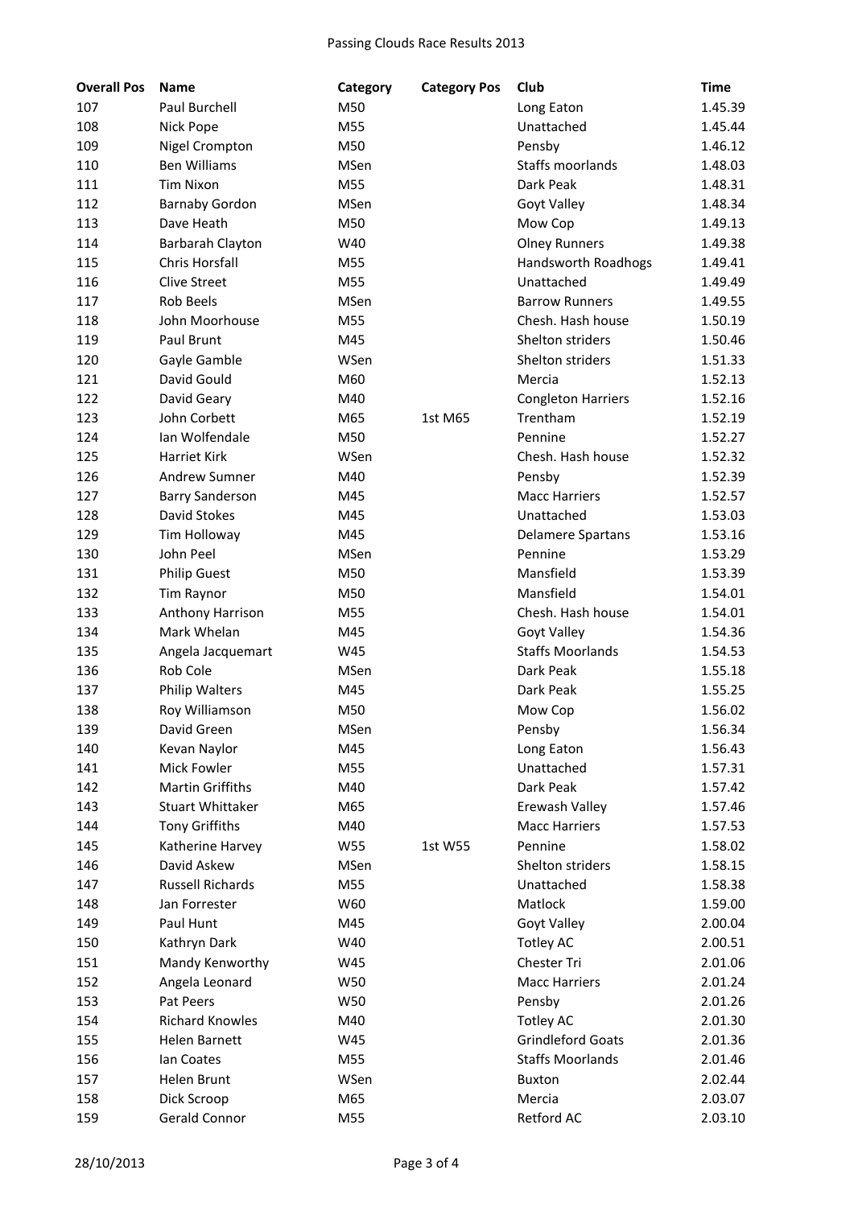# Passing Clouds Race Results 2013

| Overall Pos | Name | Category | Category Pos | Club | Time |
|---|---|---|---|---|---|
| 107 | Paul Burchell | M50 | | Long Eaton | 1.45.39 |
| 108 | Nick Pope | M55 | | Unattached | 1.45.44 |
| 109 | Nigel Crompton | M50 | | Pensby | 1.46.12 |
| 110 | Ben Williams | MSen | | Staffs moorlands | 1.48.03 |
| 111 | Tim Nixon | M55 | | Dark Peak | 1.48.31 |
| 112 | Barnaby Gordon | MSen | | Goyt Valley | 1.48.34 |
| 113 | Dave Heath | M50 | | Mow Cop | 1.49.13 |
| 114 | Barbarah Clayton | W40 | | Olney Runners | 1.49.38 |
| 115 | Chris Horsfall | M55 | | Handsworth Roadhogs | 1.49.41 |
| 116 | Clive Street | M55 | | Unattached | 1.49.49 |
| 117 | Rob Beels | MSen | | Barrow Runners | 1.49.55 |
| 118 | John Moorhouse | M55 | | Chesh. Hash house | 1.50.19 |
| 119 | Paul Brunt | M45 | | Shelton striders | 1.50.46 |
| 120 | Gayle Gamble | WSen | | Shelton striders | 1.51.33 |
| 121 | David Gould | M60 | | Mercia | 1.52.13 |
| 122 | David Geary | M40 | | Congleton Harriers | 1.52.16 |
| 123 | John Corbett | M65 | 1st M65 | Trentham | 1.52.19 |
| 124 | Ian Wolfendale | M50 | | Pennine | 1.52.27 |
| 125 | Harriet Kirk | WSen | | Chesh. Hash house | 1.52.32 |
| 126 | Andrew Sumner | M40 | | Pensby | 1.52.39 |
| 127 | Barry Sanderson | M45 | | Macc Harriers | 1.52.57 |
| 128 | David Stokes | M45 | | Unattached | 1.53.03 |
| 129 | Tim Holloway | M45 | | Delamere Spartans | 1.53.16 |
| 130 | John Peel | MSen | | Pennine | 1.53.29 |
| 131 | Philip Guest | M50 | | Mansfield | 1.53.39 |
| 132 | Tim Raynor | M50 | | Mansfield | 1.54.01 |
| 133 | Anthony Harrison | M55 | | Chesh. Hash house | 1.54.01 |
| 134 | Mark Whelan | M45 | | Goyt Valley | 1.54.36 |
| 135 | Angela Jacquemart | W45 | | Staffs Moorlands | 1.54.53 |
| 136 | Rob Cole | MSen | | Dark Peak | 1.55.18 |
| 137 | Philip Walters | M45 | | Dark Peak | 1.55.25 |
| 138 | Roy Williamson | M50 | | Mow Cop | 1.56.02 |
| 139 | David Green | MSen | | Pensby | 1.56.34 |
| 140 | Kevan Naylor | M45 | | Long Eaton | 1.56.43 |
| 141 | Mick Fowler | M55 | | Unattached | 1.57.31 |
| 142 | Martin Griffiths | M40 | | Dark Peak | 1.57.42 |
| 143 | Stuart Whittaker | M65 | | Erewash Valley | 1.57.46 |
| 144 | Tony Griffiths | M40 | | Macc Harriers | 1.57.53 |
| 145 | Katherine Harvey | W55 | 1st W55 | Pennine | 1.58.02 |
| 146 | David Askew | MSen | | Shelton striders | 1.58.15 |
| 147 | Russell Richards | M55 | | Unattached | 1.58.38 |
| 148 | Jan Forrester | W60 | | Matlock | 1.59.00 |
| 149 | Paul Hunt | M45 | | Goyt Valley | 2.00.04 |
| 150 | Kathryn Dark | W40 | | Totley AC | 2.00.51 |
| 151 | Mandy Kenworthy | W45 | | Chester Tri | 2.01.06 |
| 152 | Angela Leonard | W50 | | Macc Harriers | 2.01.24 |
| 153 | Pat Peers | W50 | | Pensby | 2.01.26 |
| 154 | Richard Knowles | M40 | | Totley AC | 2.01.30 |
| 155 | Helen Barnett | W45 | | Grindleford Goats | 2.01.36 |
| 156 | Ian Coates | M55 | | Staffs Moorlands | 2.01.46 |
| 157 | Helen Brunt | WSen | | Buxton | 2.02.44 |
| 158 | Dick Scroop | M65 | | Mercia | 2.03.07 |
| 159 | Gerald Connor | M55 | | Retford AC | 2.03.10 |

28/10/2013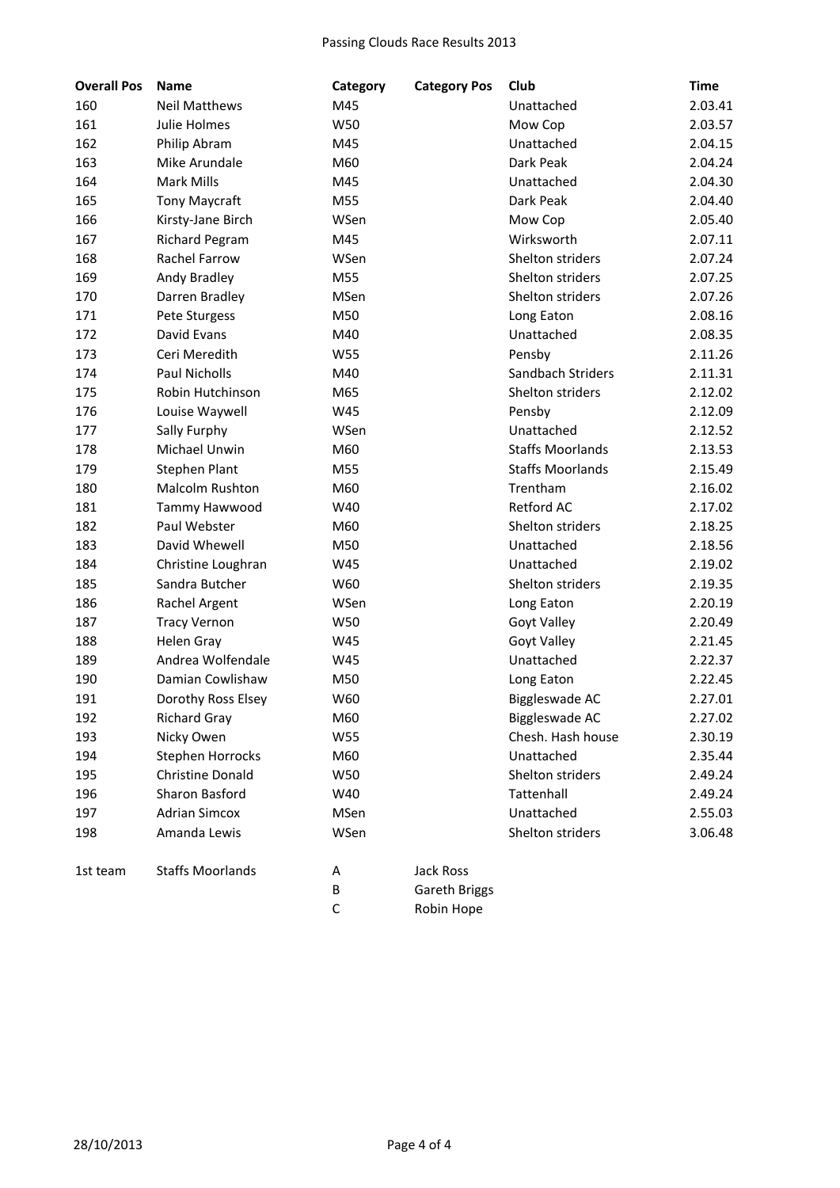Passing Clouds Race Results 2013

| Overall Pos | Name | Category | Category Pos | Club | Time |
|---|---|---|---|---|---|
| 160 | Neil Matthews | M45 | | Unattached | 2.03.41 |
| 161 | Julie Holmes | W50 | | Mow Cop | 2.03.57 |
| 162 | Philip Abram | M45 | | Unattached | 2.04.15 |
| 163 | Mike Arundale | M60 | | Dark Peak | 2.04.24 |
| 164 | Mark Mills | M45 | | Unattached | 2.04.30 |
| 165 | Tony Maycraft | M55 | | Dark Peak | 2.04.40 |
| 166 | Kirsty-Jane Birch | WSen | | Mow Cop | 2.05.40 |
| 167 | Richard Pegram | M45 | | Wirksworth | 2.07.11 |
| 168 | Rachel Farrow | WSen | | Shelton striders | 2.07.24 |
| 169 | Andy Bradley | M55 | | Shelton striders | 2.07.25 |
| 170 | Darren Bradley | MSen | | Shelton striders | 2.07.26 |
| 171 | Pete Sturgess | M50 | | Long Eaton | 2.08.16 |
| 172 | David Evans | M40 | | Unattached | 2.08.35 |
| 173 | Ceri Meredith | W55 | | Pensby | 2.11.26 |
| 174 | Paul Nicholls | M40 | | Sandbach Striders | 2.11.31 |
| 175 | Robin Hutchinson | M65 | | Shelton striders | 2.12.02 |
| 176 | Louise Waywell | W45 | | Pensby | 2.12.09 |
| 177 | Sally Furphy | WSen | | Unattached | 2.12.52 |
| 178 | Michael Unwin | M60 | | Staffs Moorlands | 2.13.53 |
| 179 | Stephen Plant | M55 | | Staffs Moorlands | 2.15.49 |
| 180 | Malcolm Rushton | M60 | | Trentham | 2.16.02 |
| 181 | Tammy Hawwood | W40 | | Retford AC | 2.17.02 |
| 182 | Paul Webster | M60 | | Shelton striders | 2.18.25 |
| 183 | David Whewell | M50 | | Unattached | 2.18.56 |
| 184 | Christine Loughran | W45 | | Unattached | 2.19.02 |
| 185 | Sandra Butcher | W60 | | Shelton striders | 2.19.35 |
| 186 | Rachel Argent | WSen | | Long Eaton | 2.20.19 |
| 187 | Tracy Vernon | W50 | | Goyt Valley | 2.20.49 |
| 188 | Helen Gray | W45 | | Goyt Valley | 2.21.45 |
| 189 | Andrea Wolfendale | W45 | | Unattached | 2.22.37 |
| 190 | Damian Cowlishaw | M50 | | Long Eaton | 2.22.45 |
| 191 | Dorothy Ross Elsey | W60 | | Biggleswade AC | 2.27.01 |
| 192 | Richard Gray | M60 | | Biggleswade AC | 2.27.02 |
| 193 | Nicky Owen | W55 | | Chesh. Hash house | 2.30.19 |
| 194 | Stephen Horrocks | M60 | | Unattached | 2.35.44 |
| 195 | Christine Donald | W50 | | Shelton striders | 2.49.24 |
| 196 | Sharon Basford | W40 | | Tattenhall | 2.49.24 |
| 197 | Adrian Simcox | MSen | | Unattached | 2.55.03 |
| 198 | Amanda Lewis | WSen | | Shelton striders | 3.06.48 |

| | | | |
|---|---|---|---|
| 1st team | Staffs Moorlands | A | Jack Ross |
| | | B | Gareth Briggs |
| | | C | Robin Hope |

28/10/2013